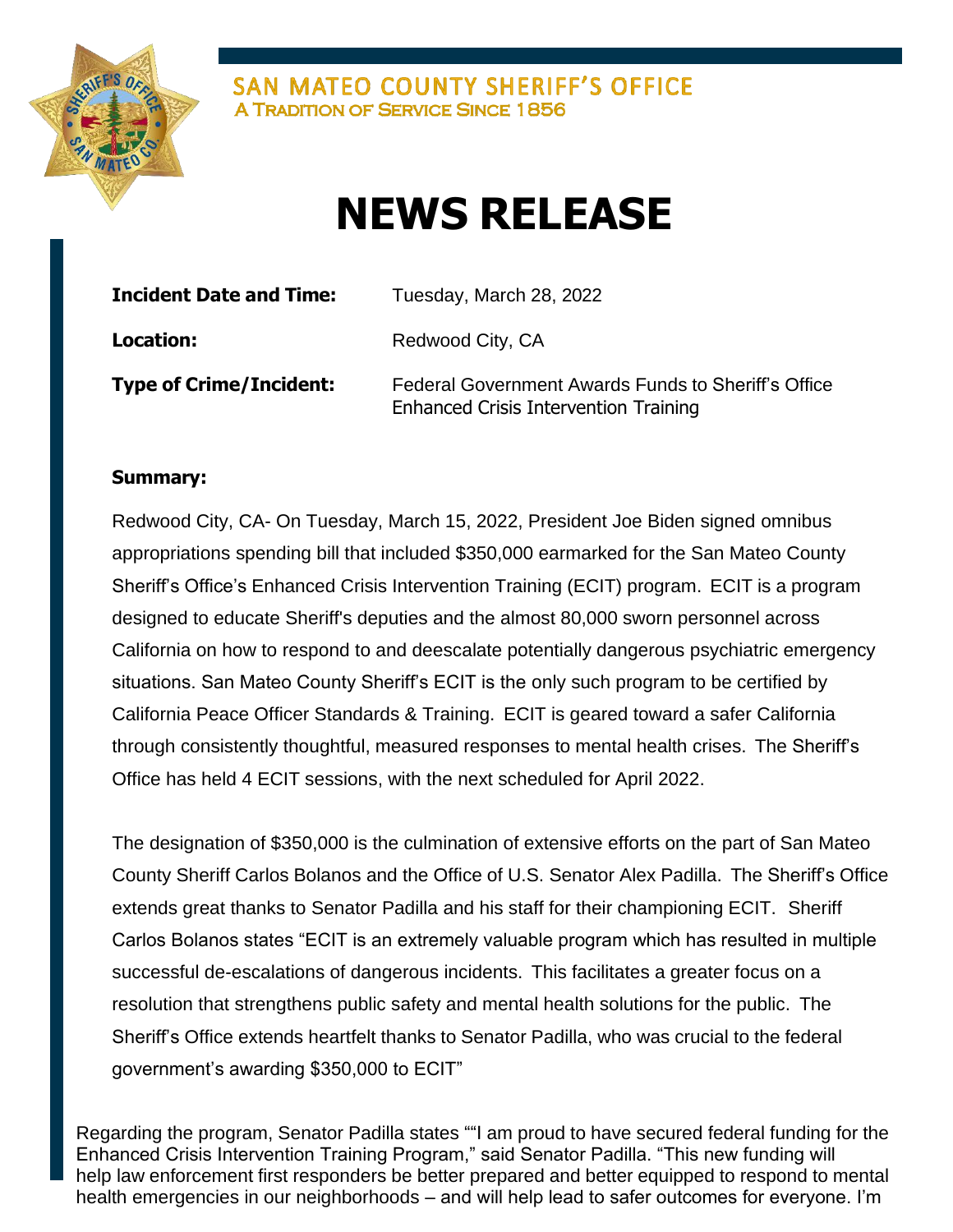**SAN MATEO COUNTY SHERIFF'S OFFICE**
A TRADITION OF SERVICE SINCE 1856

# NEWS RELEASE

| | |
|---|---|
| **Incident Date and Time:** | Tuesday, March 28, 2022 |
| **Location:** | Redwood City, CA |
| **Type of Crime/Incident:** | Federal Government Awards Funds to Sheriff's Office Enhanced Crisis Intervention Training |

**Summary:**

Redwood City, CA- On Tuesday, March 15, 2022, President Joe Biden signed omnibus appropriations spending bill that included $350,000 earmarked for the San Mateo County Sheriff's Office's Enhanced Crisis Intervention Training (ECIT) program. ECIT is a program designed to educate Sheriff's deputies and the almost 80,000 sworn personnel across California on how to respond to and deescalate potentially dangerous psychiatric emergency situations. San Mateo County Sheriff's ECIT is the only such program to be certified by California Peace Officer Standards & Training. ECIT is geared toward a safer California through consistently thoughtful, measured responses to mental health crises. The Sheriff's Office has held 4 ECIT sessions, with the next scheduled for April 2022.

The designation of $350,000 is the culmination of extensive efforts on the part of San Mateo County Sheriff Carlos Bolanos and the Office of U.S. Senator Alex Padilla. The Sheriff's Office extends great thanks to Senator Padilla and his staff for their championing ECIT. Sheriff Carlos Bolanos states "ECIT is an extremely valuable program which has resulted in multiple successful de-escalations of dangerous incidents. This facilitates a greater focus on a resolution that strengthens public safety and mental health solutions for the public. The Sheriff's Office extends heartfelt thanks to Senator Padilla, who was crucial to the federal government's awarding $350,000 to ECIT"

Regarding the program, Senator Padilla states ""I am proud to have secured federal funding for the Enhanced Crisis Intervention Training Program," said Senator Padilla. "This new funding will help law enforcement first responders be better prepared and better equipped to respond to mental health emergencies in our neighborhoods – and will help lead to safer outcomes for everyone. I'm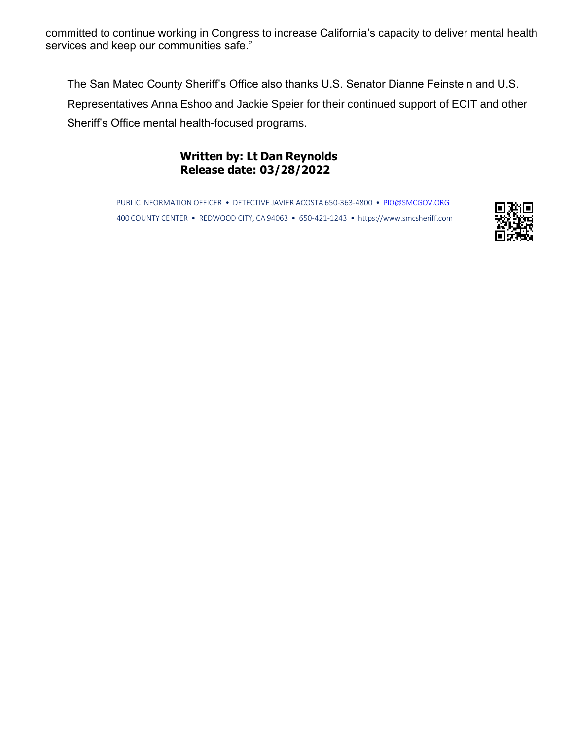committed to continue working in Congress to increase California's capacity to deliver mental health services and keep our communities safe."

The San Mateo County Sheriff's Office also thanks U.S. Senator Dianne Feinstein and U.S. Representatives Anna Eshoo and Jackie Speier for their continued support of ECIT and other Sheriff's Office mental health-focused programs.

**Written by: Lt Dan Reynolds**
**Release date: 03/28/2022**

PUBLIC INFORMATION OFFICER • DETECTIVE JAVIER ACOSTA 650-363-4800 • PIO@SMCGOV.ORG
400 COUNTY CENTER • REDWOOD CITY, CA 94063 • 650-421-1243 • https://www.smcsheriff.com